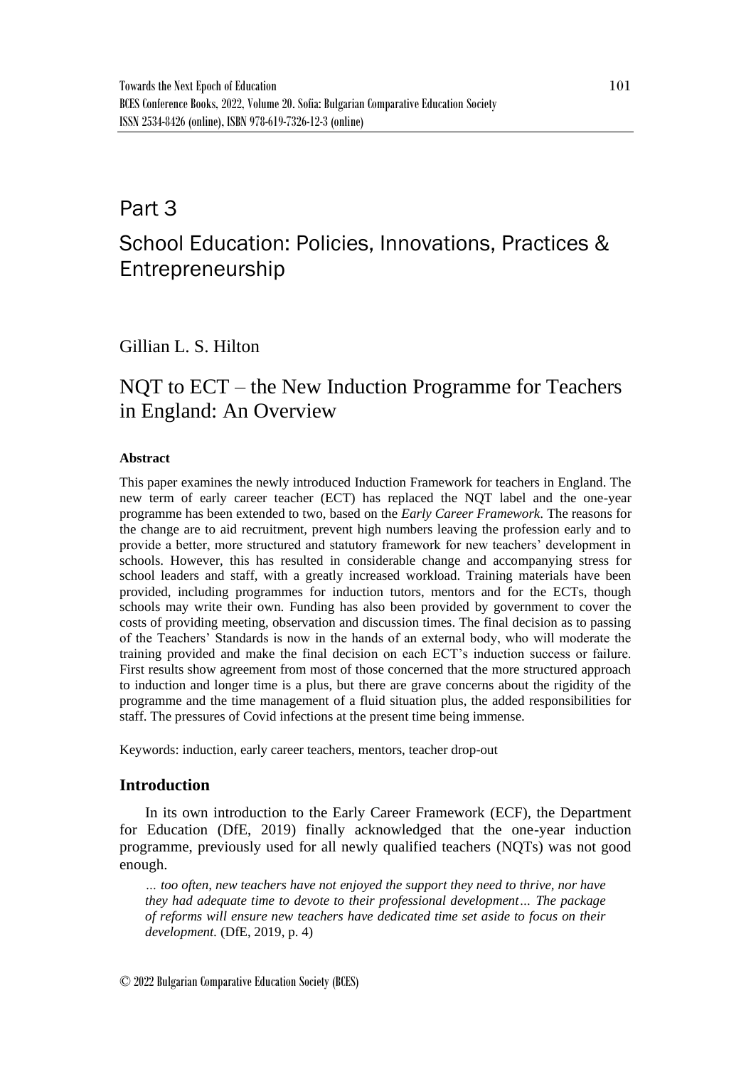# Part 3

# School Education: Policies, Innovations, Practices & Entrepreneurship

Gillian L. S. Hilton

## NQT to ECT – the New Induction Programme for Teachers in England: An Overview

### Abstract

This paper examines the newly introduced Induction Framework for teachers in England. The new term of early career teacher (ECT) has replaced the NQT label and the one-year programme has been extended to two, based on the *Early Career Framework*. The reasons for the change are to aid recruitment, prevent high numbers leaving the profession early and to provide a better, more structured and statutory framework for new teachers' development in schools. However, this has resulted in considerable change and accompanying stress for school leaders and staff, with a greatly increased workload. Training materials have been provided, including programmes for induction tutors, mentors and for the ECTs, though schools may write their own. Funding has also been provided by government to cover the costs of providing meeting, observation and discussion times. The final decision as to passing of the Teachers' Standards is now in the hands of an external body, who will moderate the training provided and make the final decision on each ECT's induction success or failure. First results show agreement from most of those concerned that the more structured approach to induction and longer time is a plus, but there are grave concerns about the rigidity of the programme and the time management of a fluid situation plus, the added responsibilities for staff. The pressures of Covid infections at the present time being immense.

Keywords: induction, early career teachers, mentors, teacher drop-out

### Introduction

In its own introduction to the Early Career Framework (ECF), the Department for Education (DfE, 2019) finally acknowledged that the one-year induction programme, previously used for all newly qualified teachers (NQTs) was not good enough.

> *… too often, new teachers have not enjoyed the support they need to thrive, nor have they had adequate time to devote to their professional development… The package of reforms will ensure new teachers have dedicated time set aside to focus on their development.* (DfE, 2019, p. 4)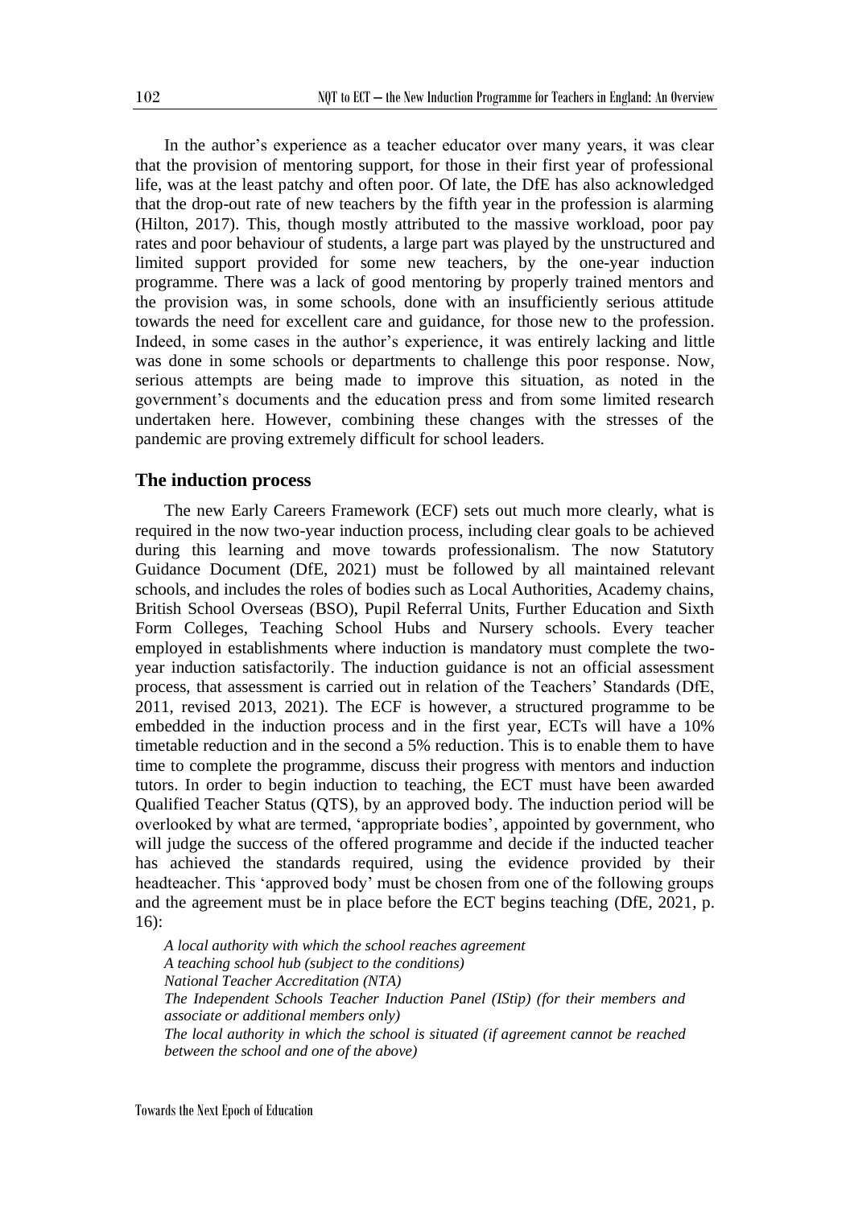In the author's experience as a teacher educator over many years, it was clear that the provision of mentoring support, for those in their first year of professional life, was at the least patchy and often poor. Of late, the DfE has also acknowledged that the drop-out rate of new teachers by the fifth year in the profession is alarming (Hilton, 2017). This, though mostly attributed to the massive workload, poor pay rates and poor behaviour of students, a large part was played by the unstructured and limited support provided for some new teachers, by the one-year induction programme. There was a lack of good mentoring by properly trained mentors and the provision was, in some schools, done with an insufficiently serious attitude towards the need for excellent care and guidance, for those new to the profession. Indeed, in some cases in the author's experience, it was entirely lacking and little was done in some schools or departments to challenge this poor response. Now, serious attempts are being made to improve this situation, as noted in the government's documents and the education press and from some limited research undertaken here. However, combining these changes with the stresses of the pandemic are proving extremely difficult for school leaders.

## The induction process

The new Early Careers Framework (ECF) sets out much more clearly, what is required in the now two-year induction process, including clear goals to be achieved during this learning and move towards professionalism. The now Statutory Guidance Document (DfE, 2021) must be followed by all maintained relevant schools, and includes the roles of bodies such as Local Authorities, Academy chains, British School Overseas (BSO), Pupil Referral Units, Further Education and Sixth Form Colleges, Teaching School Hubs and Nursery schools. Every teacher employed in establishments where induction is mandatory must complete the two-year induction satisfactorily. The induction guidance is not an official assessment process, that assessment is carried out in relation of the Teachers' Standards (DfE, 2011, revised 2013, 2021). The ECF is however, a structured programme to be embedded in the induction process and in the first year, ECTs will have a 10% timetable reduction and in the second a 5% reduction. This is to enable them to have time to complete the programme, discuss their progress with mentors and induction tutors. In order to begin induction to teaching, the ECT must have been awarded Qualified Teacher Status (QTS), by an approved body. The induction period will be overlooked by what are termed, 'appropriate bodies', appointed by government, who will judge the success of the offered programme and decide if the inducted teacher has achieved the standards required, using the evidence provided by their headteacher. This 'approved body' must be chosen from one of the following groups and the agreement must be in place before the ECT begins teaching (DfE, 2021, p. 16):

*A local authority with which the school reaches agreement*
*A teaching school hub (subject to the conditions)*
*National Teacher Accreditation (NTA)*
*The Independent Schools Teacher Induction Panel (IStip) (for their members and associate or additional members only)*
*The local authority in which the school is situated (if agreement cannot be reached between the school and one of the above)*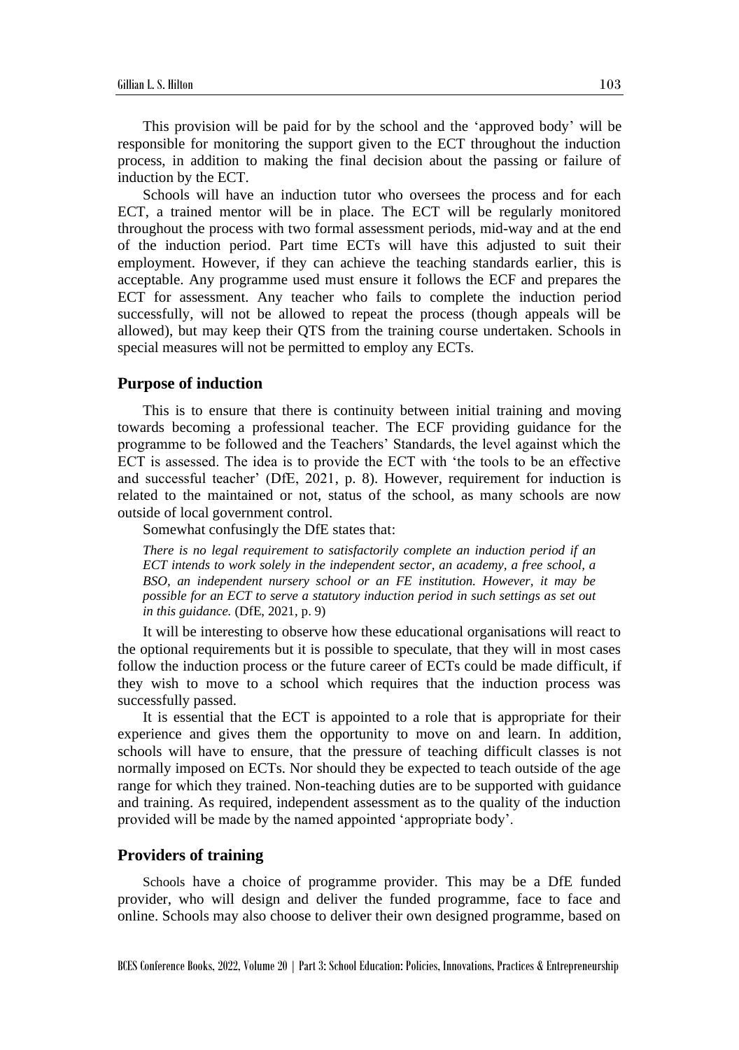This provision will be paid for by the school and the 'approved body' will be responsible for monitoring the support given to the ECT throughout the induction process, in addition to making the final decision about the passing or failure of induction by the ECT.

Schools will have an induction tutor who oversees the process and for each ECT, a trained mentor will be in place. The ECT will be regularly monitored throughout the process with two formal assessment periods, mid-way and at the end of the induction period. Part time ECTs will have this adjusted to suit their employment. However, if they can achieve the teaching standards earlier, this is acceptable. Any programme used must ensure it follows the ECF and prepares the ECT for assessment. Any teacher who fails to complete the induction period successfully, will not be allowed to repeat the process (though appeals will be allowed), but may keep their QTS from the training course undertaken. Schools in special measures will not be permitted to employ any ECTs.

## Purpose of induction

This is to ensure that there is continuity between initial training and moving towards becoming a professional teacher. The ECF providing guidance for the programme to be followed and the Teachers' Standards, the level against which the ECT is assessed. The idea is to provide the ECT with 'the tools to be an effective and successful teacher' (DfE, 2021, p. 8). However, requirement for induction is related to the maintained or not, status of the school, as many schools are now outside of local government control.

Somewhat confusingly the DfE states that:

> *There is no legal requirement to satisfactorily complete an induction period if an ECT intends to work solely in the independent sector, an academy, a free school, a BSO, an independent nursery school or an FE institution. However, it may be possible for an ECT to serve a statutory induction period in such settings as set out in this guidance.* (DfE, 2021, p. 9)

It will be interesting to observe how these educational organisations will react to the optional requirements but it is possible to speculate, that they will in most cases follow the induction process or the future career of ECTs could be made difficult, if they wish to move to a school which requires that the induction process was successfully passed.

It is essential that the ECT is appointed to a role that is appropriate for their experience and gives them the opportunity to move on and learn. In addition, schools will have to ensure, that the pressure of teaching difficult classes is not normally imposed on ECTs. Nor should they be expected to teach outside of the age range for which they trained. Non-teaching duties are to be supported with guidance and training. As required, independent assessment as to the quality of the induction provided will be made by the named appointed 'appropriate body'.

## Providers of training

Schools have a choice of programme provider. This may be a DfE funded provider, who will design and deliver the funded programme, face to face and online. Schools may also choose to deliver their own designed programme, based on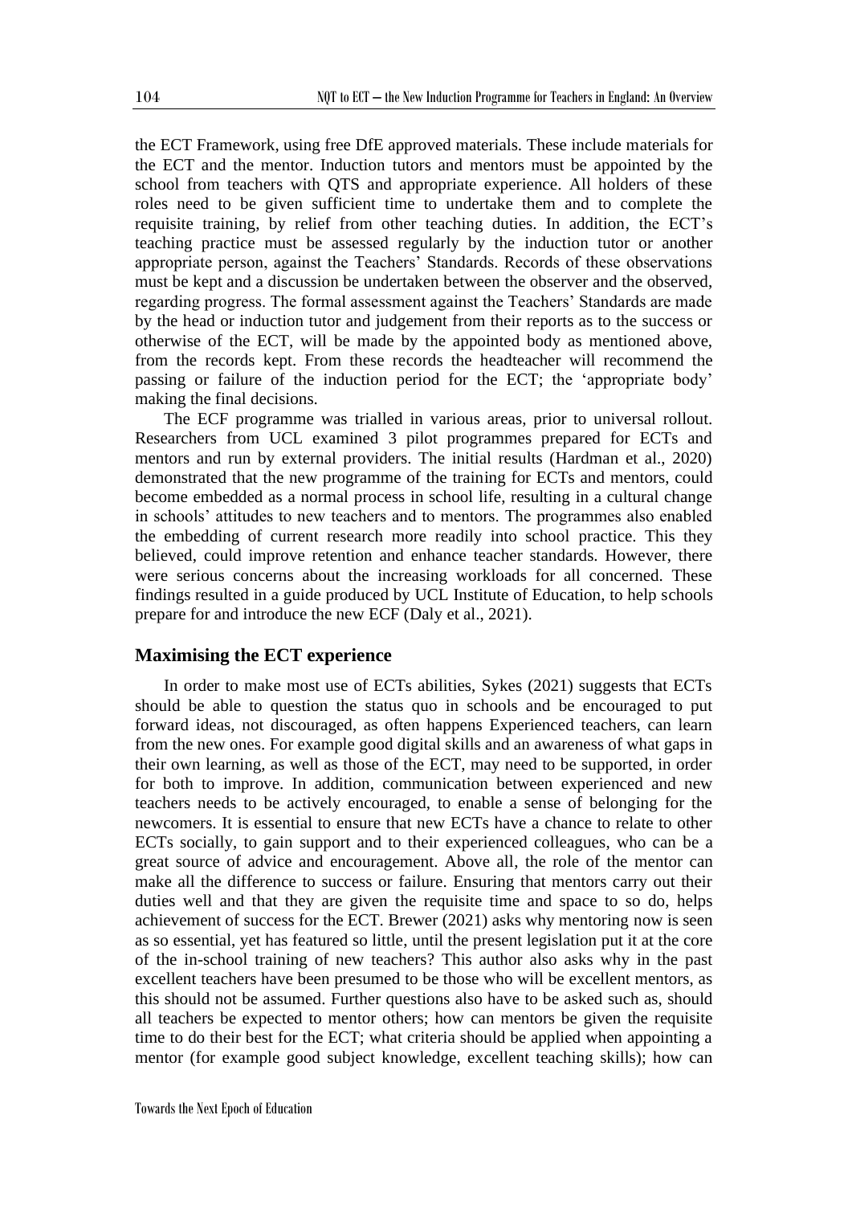the ECT Framework, using free DfE approved materials. These include materials for the ECT and the mentor. Induction tutors and mentors must be appointed by the school from teachers with QTS and appropriate experience. All holders of these roles need to be given sufficient time to undertake them and to complete the requisite training, by relief from other teaching duties. In addition, the ECT's teaching practice must be assessed regularly by the induction tutor or another appropriate person, against the Teachers' Standards. Records of these observations must be kept and a discussion be undertaken between the observer and the observed, regarding progress. The formal assessment against the Teachers' Standards are made by the head or induction tutor and judgement from their reports as to the success or otherwise of the ECT, will be made by the appointed body as mentioned above, from the records kept. From these records the headteacher will recommend the passing or failure of the induction period for the ECT; the 'appropriate body' making the final decisions.

The ECF programme was trialled in various areas, prior to universal rollout. Researchers from UCL examined 3 pilot programmes prepared for ECTs and mentors and run by external providers. The initial results (Hardman et al., 2020) demonstrated that the new programme of the training for ECTs and mentors, could become embedded as a normal process in school life, resulting in a cultural change in schools' attitudes to new teachers and to mentors. The programmes also enabled the embedding of current research more readily into school practice. This they believed, could improve retention and enhance teacher standards. However, there were serious concerns about the increasing workloads for all concerned. These findings resulted in a guide produced by UCL Institute of Education, to help schools prepare for and introduce the new ECF (Daly et al., 2021).

## Maximising the ECT experience

In order to make most use of ECTs abilities, Sykes (2021) suggests that ECTs should be able to question the status quo in schools and be encouraged to put forward ideas, not discouraged, as often happens Experienced teachers, can learn from the new ones. For example good digital skills and an awareness of what gaps in their own learning, as well as those of the ECT, may need to be supported, in order for both to improve. In addition, communication between experienced and new teachers needs to be actively encouraged, to enable a sense of belonging for the newcomers. It is essential to ensure that new ECTs have a chance to relate to other ECTs socially, to gain support and to their experienced colleagues, who can be a great source of advice and encouragement. Above all, the role of the mentor can make all the difference to success or failure. Ensuring that mentors carry out their duties well and that they are given the requisite time and space to so do, helps achievement of success for the ECT. Brewer (2021) asks why mentoring now is seen as so essential, yet has featured so little, until the present legislation put it at the core of the in-school training of new teachers? This author also asks why in the past excellent teachers have been presumed to be those who will be excellent mentors, as this should not be assumed. Further questions also have to be asked such as, should all teachers be expected to mentor others; how can mentors be given the requisite time to do their best for the ECT; what criteria should be applied when appointing a mentor (for example good subject knowledge, excellent teaching skills); how can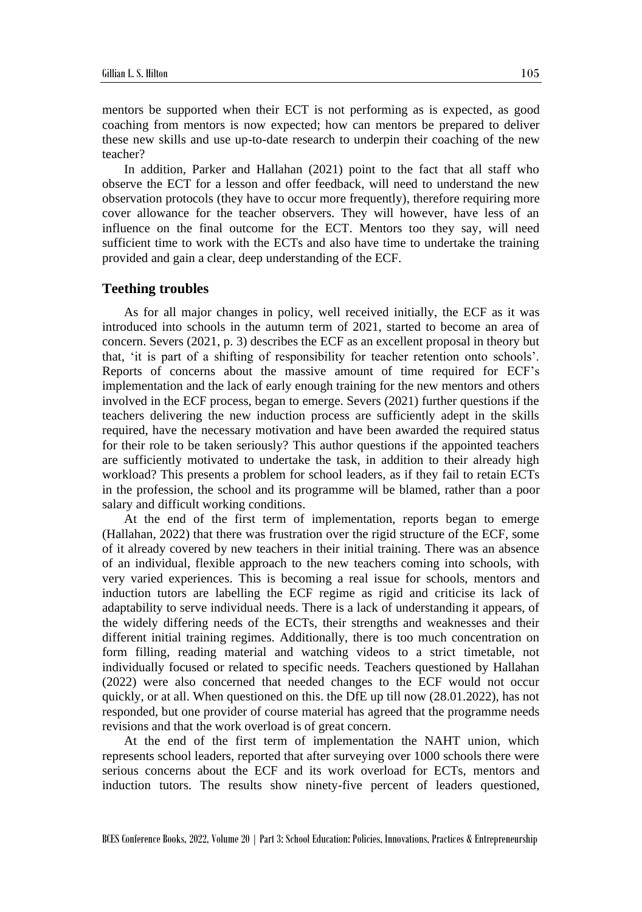mentors be supported when their ECT is not performing as is expected, as good coaching from mentors is now expected; how can mentors be prepared to deliver these new skills and use up-to-date research to underpin their coaching of the new teacher?

In addition, Parker and Hallahan (2021) point to the fact that all staff who observe the ECT for a lesson and offer feedback, will need to understand the new observation protocols (they have to occur more frequently), therefore requiring more cover allowance for the teacher observers. They will however, have less of an influence on the final outcome for the ECT. Mentors too they say, will need sufficient time to work with the ECTs and also have time to undertake the training provided and gain a clear, deep understanding of the ECF.

## Teething troubles

As for all major changes in policy, well received initially, the ECF as it was introduced into schools in the autumn term of 2021, started to become an area of concern. Severs (2021, p. 3) describes the ECF as an excellent proposal in theory but that, 'it is part of a shifting of responsibility for teacher retention onto schools'. Reports of concerns about the massive amount of time required for ECF's implementation and the lack of early enough training for the new mentors and others involved in the ECF process, began to emerge. Severs (2021) further questions if the teachers delivering the new induction process are sufficiently adept in the skills required, have the necessary motivation and have been awarded the required status for their role to be taken seriously? This author questions if the appointed teachers are sufficiently motivated to undertake the task, in addition to their already high workload? This presents a problem for school leaders, as if they fail to retain ECTs in the profession, the school and its programme will be blamed, rather than a poor salary and difficult working conditions.

At the end of the first term of implementation, reports began to emerge (Hallahan, 2022) that there was frustration over the rigid structure of the ECF, some of it already covered by new teachers in their initial training. There was an absence of an individual, flexible approach to the new teachers coming into schools, with very varied experiences. This is becoming a real issue for schools, mentors and induction tutors are labelling the ECF regime as rigid and criticise its lack of adaptability to serve individual needs. There is a lack of understanding it appears, of the widely differing needs of the ECTs, their strengths and weaknesses and their different initial training regimes. Additionally, there is too much concentration on form filling, reading material and watching videos to a strict timetable, not individually focused or related to specific needs. Teachers questioned by Hallahan (2022) were also concerned that needed changes to the ECF would not occur quickly, or at all. When questioned on this. the DfE up till now (28.01.2022), has not responded, but one provider of course material has agreed that the programme needs revisions and that the work overload is of great concern.

At the end of the first term of implementation the NAHT union, which represents school leaders, reported that after surveying over 1000 schools there were serious concerns about the ECF and its work overload for ECTs, mentors and induction tutors. The results show ninety-five percent of leaders questioned,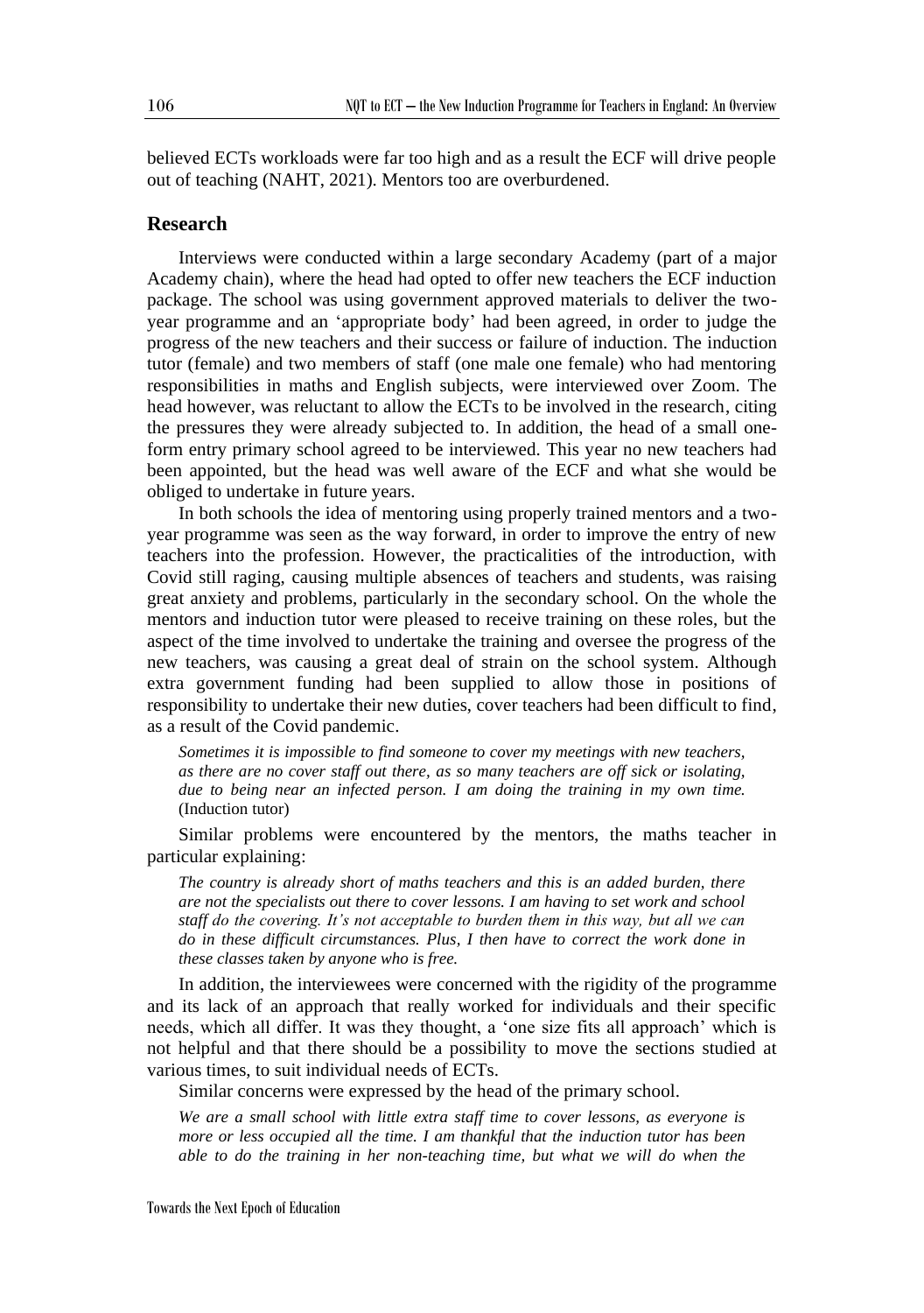believed ECTs workloads were far too high and as a result the ECF will drive people out of teaching (NAHT, 2021). Mentors too are overburdened.

## Research

Interviews were conducted within a large secondary Academy (part of a major Academy chain), where the head had opted to offer new teachers the ECF induction package. The school was using government approved materials to deliver the two-year programme and an 'appropriate body' had been agreed, in order to judge the progress of the new teachers and their success or failure of induction. The induction tutor (female) and two members of staff (one male one female) who had mentoring responsibilities in maths and English subjects, were interviewed over Zoom. The head however, was reluctant to allow the ECTs to be involved in the research, citing the pressures they were already subjected to. In addition, the head of a small one-form entry primary school agreed to be interviewed. This year no new teachers had been appointed, but the head was well aware of the ECF and what she would be obliged to undertake in future years.

In both schools the idea of mentoring using properly trained mentors and a two-year programme was seen as the way forward, in order to improve the entry of new teachers into the profession. However, the practicalities of the introduction, with Covid still raging, causing multiple absences of teachers and students, was raising great anxiety and problems, particularly in the secondary school. On the whole the mentors and induction tutor were pleased to receive training on these roles, but the aspect of the time involved to undertake the training and oversee the progress of the new teachers, was causing a great deal of strain on the school system. Although extra government funding had been supplied to allow those in positions of responsibility to undertake their new duties, cover teachers had been difficult to find, as a result of the Covid pandemic.

> *Sometimes it is impossible to find someone to cover my meetings with new teachers, as there are no cover staff out there, as so many teachers are off sick or isolating, due to being near an infected person. I am doing the training in my own time.* (Induction tutor)

Similar problems were encountered by the mentors, the maths teacher in particular explaining:

> *The country is already short of maths teachers and this is an added burden, there are not the specialists out there to cover lessons. I am having to set work and school staff do the covering. It's not acceptable to burden them in this way, but all we can do in these difficult circumstances. Plus, I then have to correct the work done in these classes taken by anyone who is free.*

In addition, the interviewees were concerned with the rigidity of the programme and its lack of an approach that really worked for individuals and their specific needs, which all differ. It was they thought, a 'one size fits all approach' which is not helpful and that there should be a possibility to move the sections studied at various times, to suit individual needs of ECTs.

Similar concerns were expressed by the head of the primary school.

> *We are a small school with little extra staff time to cover lessons, as everyone is more or less occupied all the time. I am thankful that the induction tutor has been able to do the training in her non-teaching time, but what we will do when the*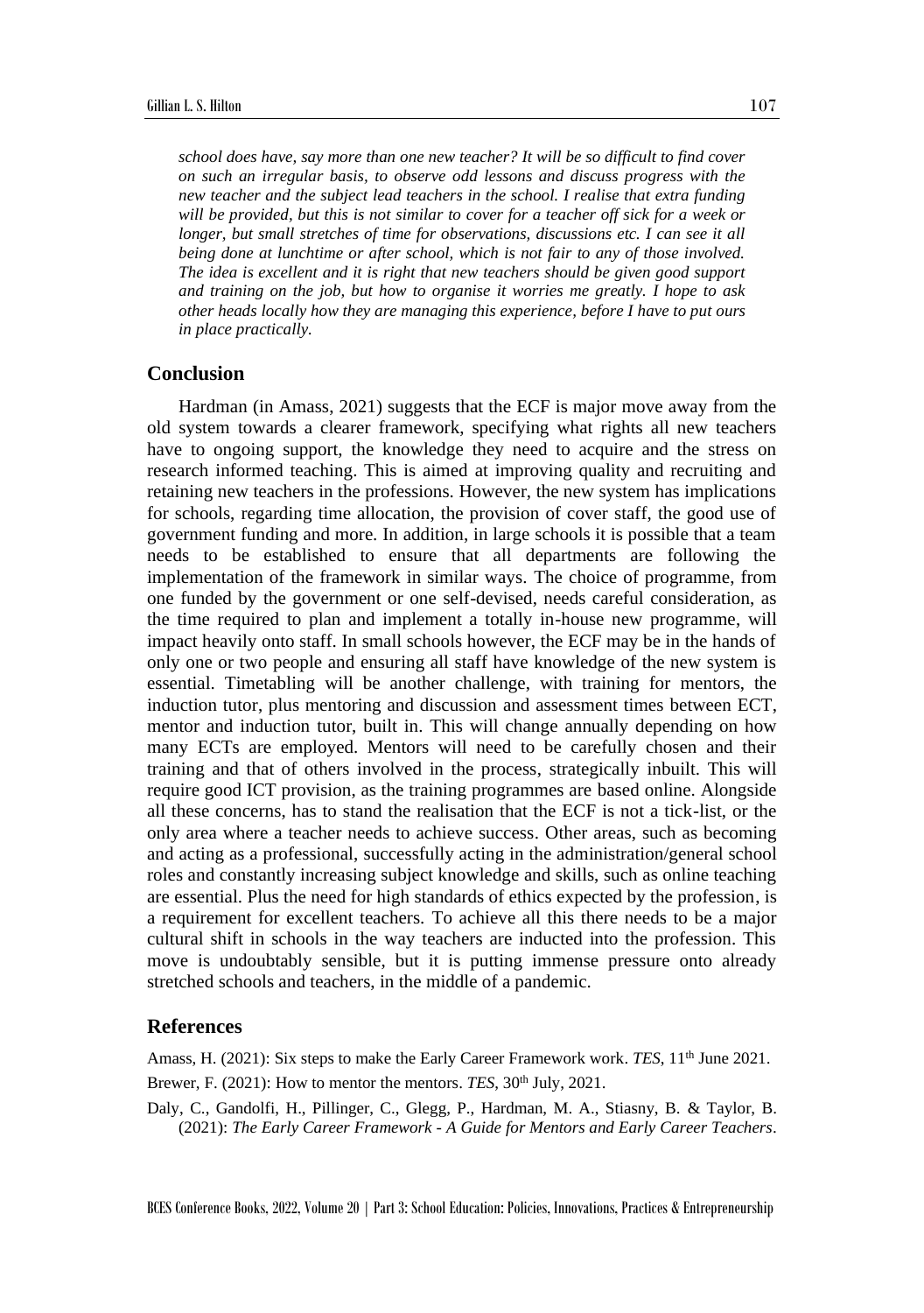*school does have, say more than one new teacher? It will be so difficult to find cover on such an irregular basis, to observe odd lessons and discuss progress with the new teacher and the subject lead teachers in the school. I realise that extra funding will be provided, but this is not similar to cover for a teacher off sick for a week or longer, but small stretches of time for observations, discussions etc. I can see it all being done at lunchtime or after school, which is not fair to any of those involved. The idea is excellent and it is right that new teachers should be given good support and training on the job, but how to organise it worries me greatly. I hope to ask other heads locally how they are managing this experience, before I have to put ours in place practically.*

## Conclusion

Hardman (in Amass, 2021) suggests that the ECF is major move away from the old system towards a clearer framework, specifying what rights all new teachers have to ongoing support, the knowledge they need to acquire and the stress on research informed teaching. This is aimed at improving quality and recruiting and retaining new teachers in the professions. However, the new system has implications for schools, regarding time allocation, the provision of cover staff, the good use of government funding and more. In addition, in large schools it is possible that a team needs to be established to ensure that all departments are following the implementation of the framework in similar ways. The choice of programme, from one funded by the government or one self-devised, needs careful consideration, as the time required to plan and implement a totally in-house new programme, will impact heavily onto staff. In small schools however, the ECF may be in the hands of only one or two people and ensuring all staff have knowledge of the new system is essential. Timetabling will be another challenge, with training for mentors, the induction tutor, plus mentoring and discussion and assessment times between ECT, mentor and induction tutor, built in. This will change annually depending on how many ECTs are employed. Mentors will need to be carefully chosen and their training and that of others involved in the process, strategically inbuilt. This will require good ICT provision, as the training programmes are based online. Alongside all these concerns, has to stand the realisation that the ECF is not a tick-list, or the only area where a teacher needs to achieve success. Other areas, such as becoming and acting as a professional, successfully acting in the administration/general school roles and constantly increasing subject knowledge and skills, such as online teaching are essential. Plus the need for high standards of ethics expected by the profession, is a requirement for excellent teachers. To achieve all this there needs to be a major cultural shift in schools in the way teachers are inducted into the profession. This move is undoubtably sensible, but it is putting immense pressure onto already stretched schools and teachers, in the middle of a pandemic.

## References

Amass, H. (2021): Six steps to make the Early Career Framework work. *TES*, 11th June 2021.

Brewer, F. (2021): How to mentor the mentors. *TES*, 30th July, 2021.

Daly, C., Gandolfi, H., Pillinger, C., Glegg, P., Hardman, M. A., Stiasny, B. & Taylor, B. (2021): *The Early Career Framework - A Guide for Mentors and Early Career Teachers*.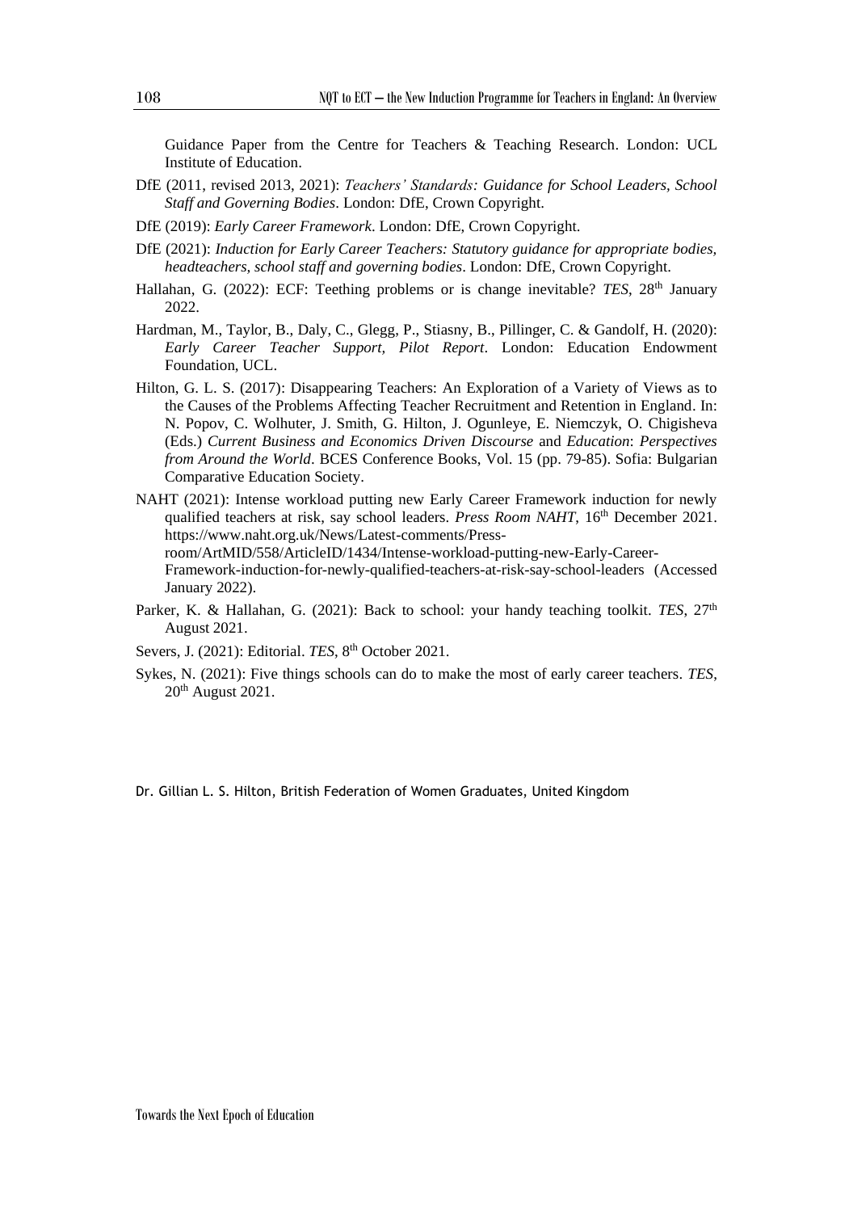Guidance Paper from the Centre for Teachers & Teaching Research. London: UCL Institute of Education.

DfE (2011, revised 2013, 2021): *Teachers' Standards: Guidance for School Leaders, School Staff and Governing Bodies*. London: DfE, Crown Copyright.

DfE (2019): *Early Career Framework*. London: DfE, Crown Copyright.

DfE (2021): *Induction for Early Career Teachers: Statutory guidance for appropriate bodies, headteachers, school staff and governing bodies*. London: DfE, Crown Copyright.

Hallahan, G. (2022): ECF: Teething problems or is change inevitable? *TES*, 28th January 2022.

Hardman, M., Taylor, B., Daly, C., Glegg, P., Stiasny, B., Pillinger, C. & Gandolf, H. (2020): *Early Career Teacher Support, Pilot Report*. London: Education Endowment Foundation, UCL.

Hilton, G. L. S. (2017): Disappearing Teachers: An Exploration of a Variety of Views as to the Causes of the Problems Affecting Teacher Recruitment and Retention in England. In: N. Popov, C. Wolhuter, J. Smith, G. Hilton, J. Ogunleye, E. Niemczyk, O. Chigisheva (Eds.) *Current Business and Economics Driven Discourse* and *Education*: *Perspectives from Around the World*. BCES Conference Books, Vol. 15 (pp. 79-85). Sofia: Bulgarian Comparative Education Society.

NAHT (2021): Intense workload putting new Early Career Framework induction for newly qualified teachers at risk, say school leaders. *Press Room NAHT*, 16th December 2021. https://www.naht.org.uk/News/Latest-comments/Press-room/ArtMID/558/ArticleID/1434/Intense-workload-putting-new-Early-Career-Framework-induction-for-newly-qualified-teachers-at-risk-say-school-leaders (Accessed January 2022).

Parker, K. & Hallahan, G. (2021): Back to school: your handy teaching toolkit. *TES*, 27th August 2021.

Severs, J. (2021): Editorial. *TES*, 8th October 2021.

Sykes, N. (2021): Five things schools can do to make the most of early career teachers. *TES*, 20th August 2021.

Dr. Gillian L. S. Hilton, British Federation of Women Graduates, United Kingdom